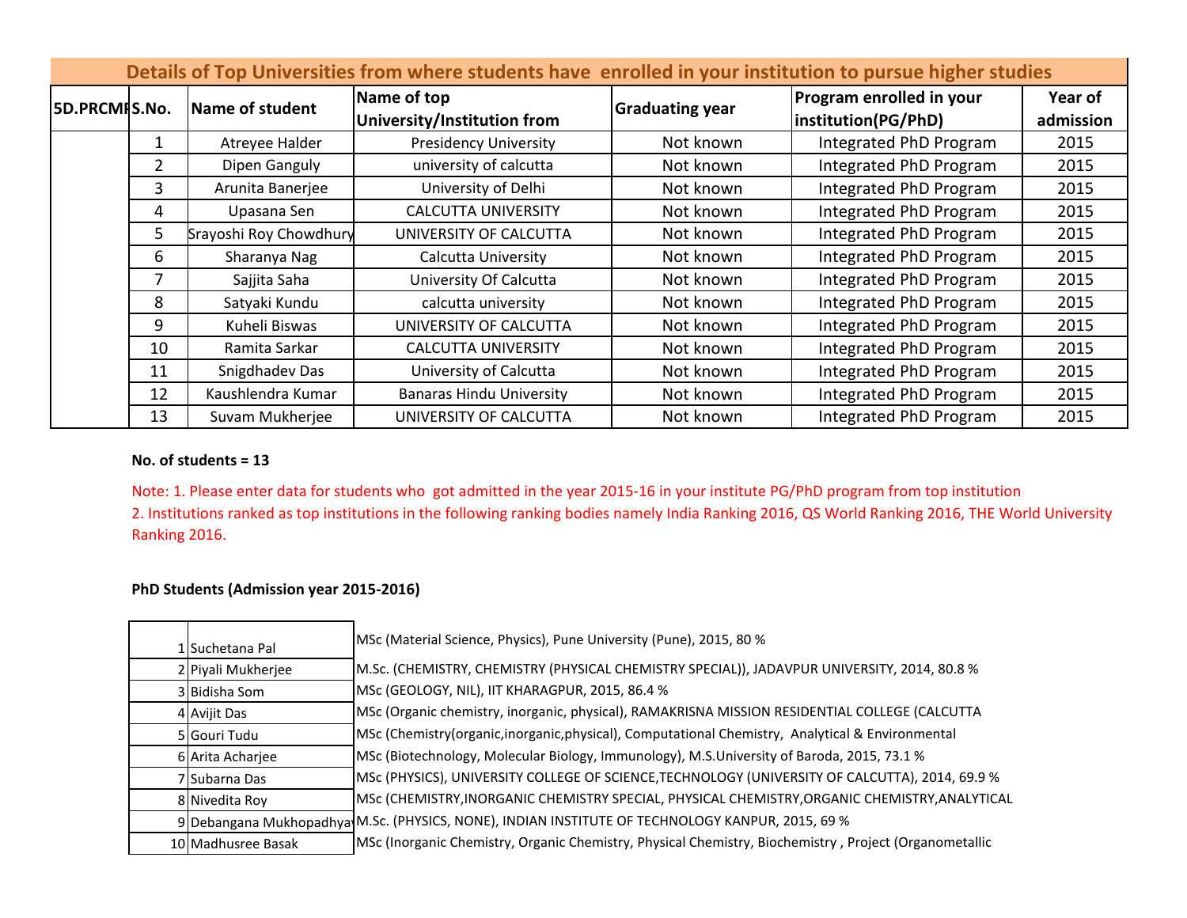| Details of Top Universities from where students have enrolled in your institution to pursue higher studies | | | | | | |
|---|---|---|---|---|---|---|
| 5D.PRCMF | S.No. | Name of student | Name of top University/Institution from | Graduating year | Program enrolled in your institution(PG/PhD) | Year of admission |
| | 1 | Atreyee Halder | Presidency University | Not known | Integrated PhD Program | 2015 |
| | 2 | Dipen Ganguly | university of calcutta | Not known | Integrated PhD Program | 2015 |
| | 3 | Arunita Banerjee | University of Delhi | Not known | Integrated PhD Program | 2015 |
| | 4 | Upasana Sen | CALCUTTA UNIVERSITY | Not known | Integrated PhD Program | 2015 |
| | 5 | Srayoshi Roy Chowdhury | UNIVERSITY OF CALCUTTA | Not known | Integrated PhD Program | 2015 |
| | 6 | Sharanya Nag | Calcutta University | Not known | Integrated PhD Program | 2015 |
| | 7 | Sajjita Saha | University Of Calcutta | Not known | Integrated PhD Program | 2015 |
| | 8 | Satyaki Kundu | calcutta university | Not known | Integrated PhD Program | 2015 |
| | 9 | Kuheli Biswas | UNIVERSITY OF CALCUTTA | Not known | Integrated PhD Program | 2015 |
| | 10 | Ramita Sarkar | CALCUTTA UNIVERSITY | Not known | Integrated PhD Program | 2015 |
| | 11 | Snigdhadev Das | University of Calcutta | Not known | Integrated PhD Program | 2015 |
| | 12 | Kaushlendra Kumar | Banaras Hindu University | Not known | Integrated PhD Program | 2015 |
| | 13 | Suvam Mukherjee | UNIVERSITY OF CALCUTTA | Not known | Integrated PhD Program | 2015 |

**No. of students = 13**

Note: 1. Please enter data for students who got admitted in the year 2015-16 in your institute PG/PhD program from top institution
2. Institutions ranked as top institutions in the following ranking bodies namely India Ranking 2016, QS World Ranking 2016, THE World University Ranking 2016.

**PhD Students (Admission year 2015-2016)**

| | | |
|---|---|---|
| 1 | Suchetana Pal | MSc (Material Science, Physics), Pune University (Pune), 2015, 80 % |
| 2 | Piyali Mukherjee | M.Sc. (CHEMISTRY, CHEMISTRY (PHYSICAL CHEMISTRY SPECIAL)), JADAVPUR UNIVERSITY, 2014, 80.8 % |
| 3 | Bidisha Som | MSc (GEOLOGY, NIL), IIT KHARAGPUR, 2015, 86.4 % |
| 4 | Avijit Das | MSc (Organic chemistry, inorganic, physical), RAMAKRISNA MISSION RESIDENTIAL COLLEGE (CALCUTTA |
| 5 | Gouri Tudu | MSc (Chemistry(organic,inorganic,physical), Computational Chemistry, Analytical & Environmental |
| 6 | Arita Acharjee | MSc (Biotechnology, Molecular Biology, Immunology), M.S.University of Baroda, 2015, 73.1 % |
| 7 | Subarna Das | MSc (PHYSICS), UNIVERSITY COLLEGE OF SCIENCE,TECHNOLOGY (UNIVERSITY OF CALCUTTA), 2014, 69.9 % |
| 8 | Nivedita Roy | MSc (CHEMISTRY,INORGANIC CHEMISTRY SPECIAL, PHYSICAL CHEMISTRY,ORGANIC CHEMISTRY,ANALYTICAL |
| 9 | Debangana Mukhopadhya | M.Sc. (PHYSICS, NONE), INDIAN INSTITUTE OF TECHNOLOGY KANPUR, 2015, 69 % |
| 10 | Madhusree Basak | MSc (Inorganic Chemistry, Organic Chemistry, Physical Chemistry, Biochemistry , Project (Organometallic |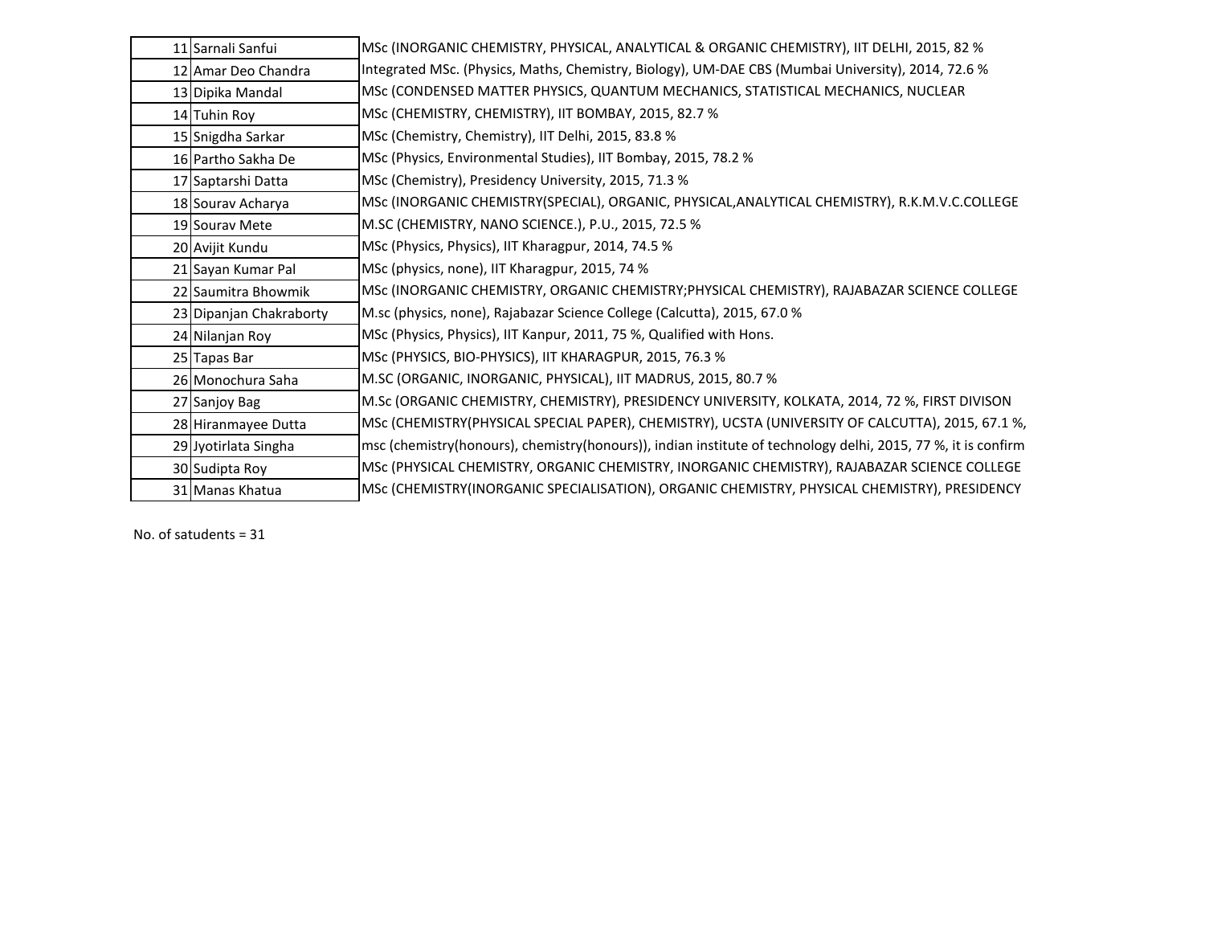| | | |
|---|---|---|
| 11 | Sarnali Sanfui | MSc (INORGANIC CHEMISTRY, PHYSICAL, ANALYTICAL & ORGANIC CHEMISTRY), IIT DELHI, 2015, 82 % |
| 12 | Amar Deo Chandra | Integrated MSc. (Physics, Maths, Chemistry, Biology), UM-DAE CBS (Mumbai University), 2014, 72.6 % |
| 13 | Dipika Mandal | MSc (CONDENSED MATTER PHYSICS, QUANTUM MECHANICS, STATISTICAL MECHANICS, NUCLEAR |
| 14 | Tuhin Roy | MSc (CHEMISTRY, CHEMISTRY), IIT BOMBAY, 2015, 82.7 % |
| 15 | Snigdha Sarkar | MSc (Chemistry, Chemistry), IIT Delhi, 2015, 83.8 % |
| 16 | Partho Sakha De | MSc (Physics, Environmental Studies), IIT Bombay, 2015, 78.2 % |
| 17 | Saptarshi Datta | MSc (Chemistry), Presidency University, 2015, 71.3 % |
| 18 | Sourav Acharya | MSc (INORGANIC CHEMISTRY(SPECIAL), ORGANIC, PHYSICAL,ANALYTICAL CHEMISTRY), R.K.M.V.C.COLLEGE |
| 19 | Sourav Mete | M.SC (CHEMISTRY, NANO SCIENCE.), P.U., 2015, 72.5 % |
| 20 | Avijit Kundu | MSc (Physics, Physics), IIT Kharagpur, 2014, 74.5 % |
| 21 | Sayan Kumar Pal | MSc (physics, none), IIT Kharagpur, 2015, 74 % |
| 22 | Saumitra Bhowmik | MSc (INORGANIC CHEMISTRY, ORGANIC CHEMISTRY;PHYSICAL CHEMISTRY), RAJABAZAR SCIENCE COLLEGE |
| 23 | Dipanjan Chakraborty | M.sc (physics, none), Rajabazar Science College (Calcutta), 2015, 67.0 % |
| 24 | Nilanjan Roy | MSc (Physics, Physics), IIT Kanpur, 2011, 75 %, Qualified with Hons. |
| 25 | Tapas Bar | MSc (PHYSICS, BIO-PHYSICS), IIT KHARAGPUR, 2015, 76.3 % |
| 26 | Monochura Saha | M.SC (ORGANIC, INORGANIC, PHYSICAL), IIT MADRUS, 2015, 80.7 % |
| 27 | Sanjoy Bag | M.Sc (ORGANIC CHEMISTRY, CHEMISTRY), PRESIDENCY UNIVERSITY, KOLKATA, 2014, 72 %, FIRST DIVISON |
| 28 | Hiranmayee Dutta | MSc (CHEMISTRY(PHYSICAL SPECIAL PAPER), CHEMISTRY), UCSTA (UNIVERSITY OF CALCUTTA), 2015, 67.1 %, |
| 29 | Jyotirlata Singha | msc (chemistry(honours), chemistry(honours)), indian institute of technology delhi, 2015, 77 %, it is confirm |
| 30 | Sudipta Roy | MSc (PHYSICAL CHEMISTRY, ORGANIC CHEMISTRY, INORGANIC CHEMISTRY), RAJABAZAR SCIENCE COLLEGE |
| 31 | Manas Khatua | MSc (CHEMISTRY(INORGANIC SPECIALISATION), ORGANIC CHEMISTRY, PHYSICAL CHEMISTRY), PRESIDENCY |

No. of satudents = 31